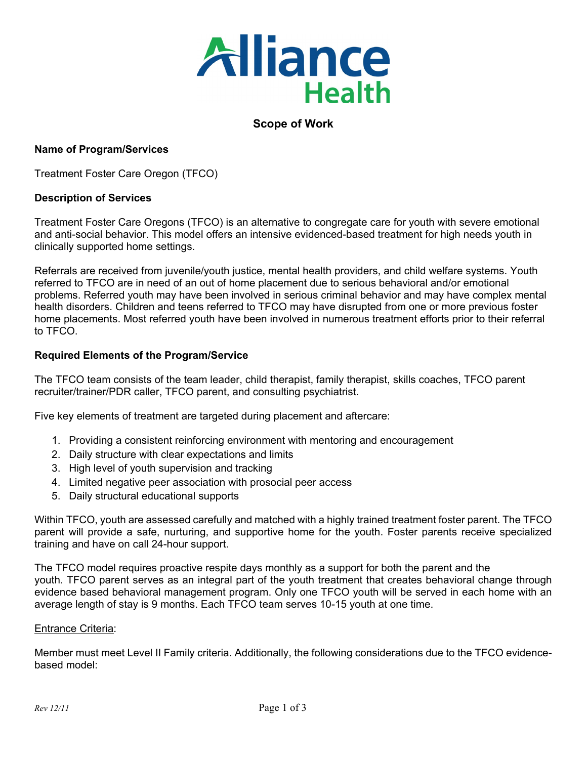# Scope of Work

**Name of Program/Services**

Treatment Foster Care Oregon (TFCO)

**Description of Services**

Treatment Foster Care Oregons (TFCO) is an alternative to congregate care for youth with severe emotional and anti-social behavior. This model offers an intensive evidenced-based treatment for high needs youth in clinically supported home settings.

Referrals are received from juvenile/youth justice, mental health providers, and child welfare systems. Youth referred to TFCO are in need of an out of home placement due to serious behavioral and/or emotional problems. Referred youth may have been involved in serious criminal behavior and may have complex mental health disorders. Children and teens referred to TFCO may have disrupted from one or more previous foster home placements. Most referred youth have been involved in numerous treatment efforts prior to their referral to TFCO.

**Required Elements of the Program/Service**

The TFCO team consists of the team leader, child therapist, family therapist, skills coaches, TFCO parent recruiter/trainer/PDR caller, TFCO parent, and consulting psychiatrist.

Five key elements of treatment are targeted during placement and aftercare:

1. Providing a consistent reinforcing environment with mentoring and encouragement
2. Daily structure with clear expectations and limits
3. High level of youth supervision and tracking
4. Limited negative peer association with prosocial peer access
5. Daily structural educational supports

Within TFCO, youth are assessed carefully and matched with a highly trained treatment foster parent. The TFCO parent will provide a safe, nurturing, and supportive home for the youth. Foster parents receive specialized training and have on call 24-hour support.

The TFCO model requires proactive respite days monthly as a support for both the parent and the youth. TFCO parent serves as an integral part of the youth treatment that creates behavioral change through evidence based behavioral management program. Only one TFCO youth will be served in each home with an average length of stay is 9 months. Each TFCO team serves 10-15 youth at one time.

<u>Entrance Criteria</u>:

Member must meet Level II Family criteria. Additionally, the following considerations due to the TFCO evidence-based model: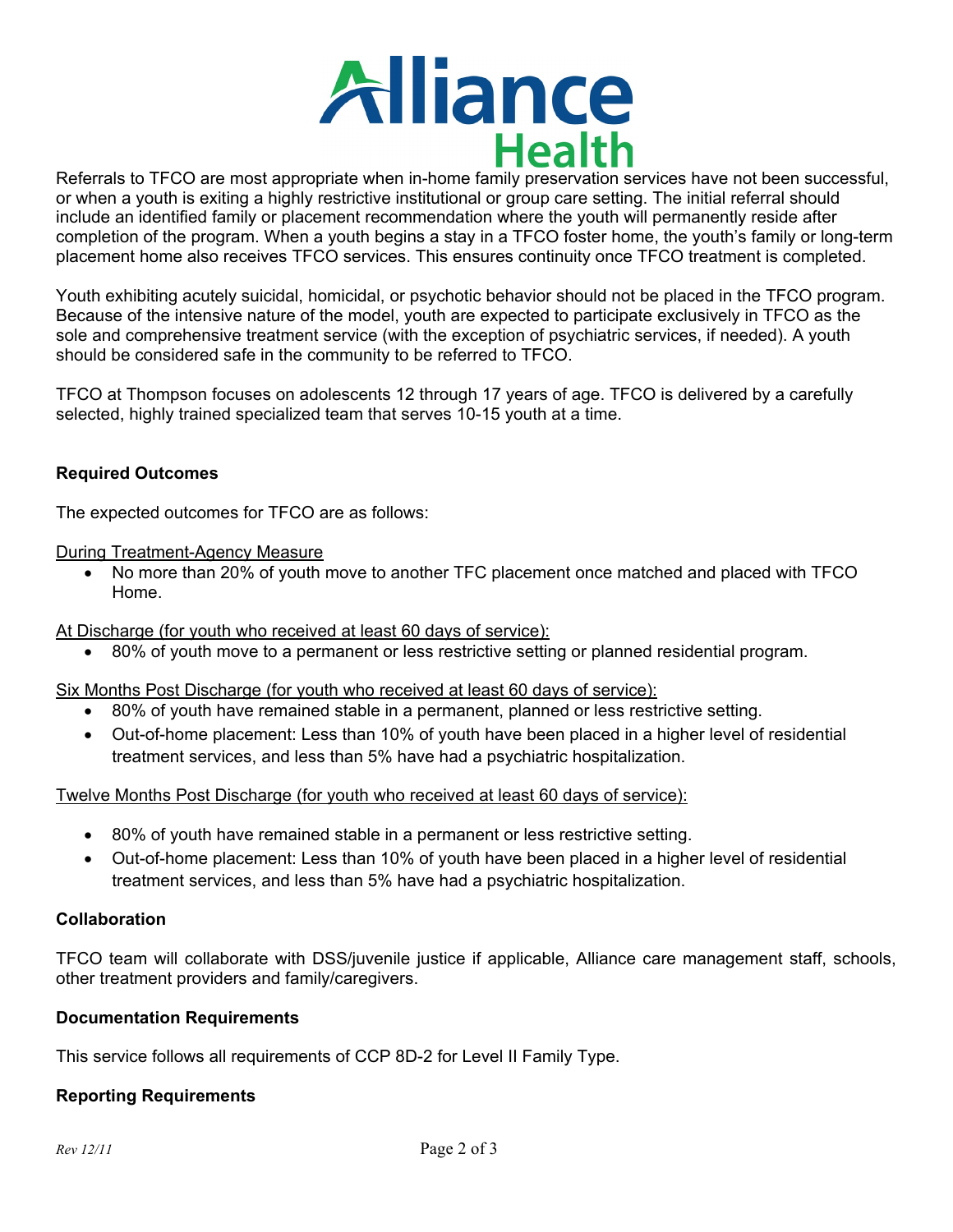Referrals to TFCO are most appropriate when in-home family preservation services have not been successful, or when a youth is exiting a highly restrictive institutional or group care setting. The initial referral should include an identified family or placement recommendation where the youth will permanently reside after completion of the program. When a youth begins a stay in a TFCO foster home, the youth's family or long-term placement home also receives TFCO services. This ensures continuity once TFCO treatment is completed.

Youth exhibiting acutely suicidal, homicidal, or psychotic behavior should not be placed in the TFCO program. Because of the intensive nature of the model, youth are expected to participate exclusively in TFCO as the sole and comprehensive treatment service (with the exception of psychiatric services, if needed). A youth should be considered safe in the community to be referred to TFCO.

TFCO at Thompson focuses on adolescents 12 through 17 years of age. TFCO is delivered by a carefully selected, highly trained specialized team that serves 10-15 youth at a time.

### Required Outcomes

The expected outcomes for TFCO are as follows:

<u>During Treatment-Agency Measure</u>

- No more than 20% of youth move to another TFC placement once matched and placed with TFCO Home.

<u>At Discharge (for youth who received at least 60 days of service):</u>

- 80% of youth move to a permanent or less restrictive setting or planned residential program.

<u>Six Months Post Discharge (for youth who received at least 60 days of service):</u>

- 80% of youth have remained stable in a permanent, planned or less restrictive setting.
- Out-of-home placement: Less than 10% of youth have been placed in a higher level of residential treatment services, and less than 5% have had a psychiatric hospitalization.

<u>Twelve Months Post Discharge (for youth who received at least 60 days of service):</u>

- 80% of youth have remained stable in a permanent or less restrictive setting.
- Out-of-home placement: Less than 10% of youth have been placed in a higher level of residential treatment services, and less than 5% have had a psychiatric hospitalization.

### Collaboration

TFCO team will collaborate with DSS/juvenile justice if applicable, Alliance care management staff, schools, other treatment providers and family/caregivers.

### Documentation Requirements

This service follows all requirements of CCP 8D-2 for Level II Family Type.

### Reporting Requirements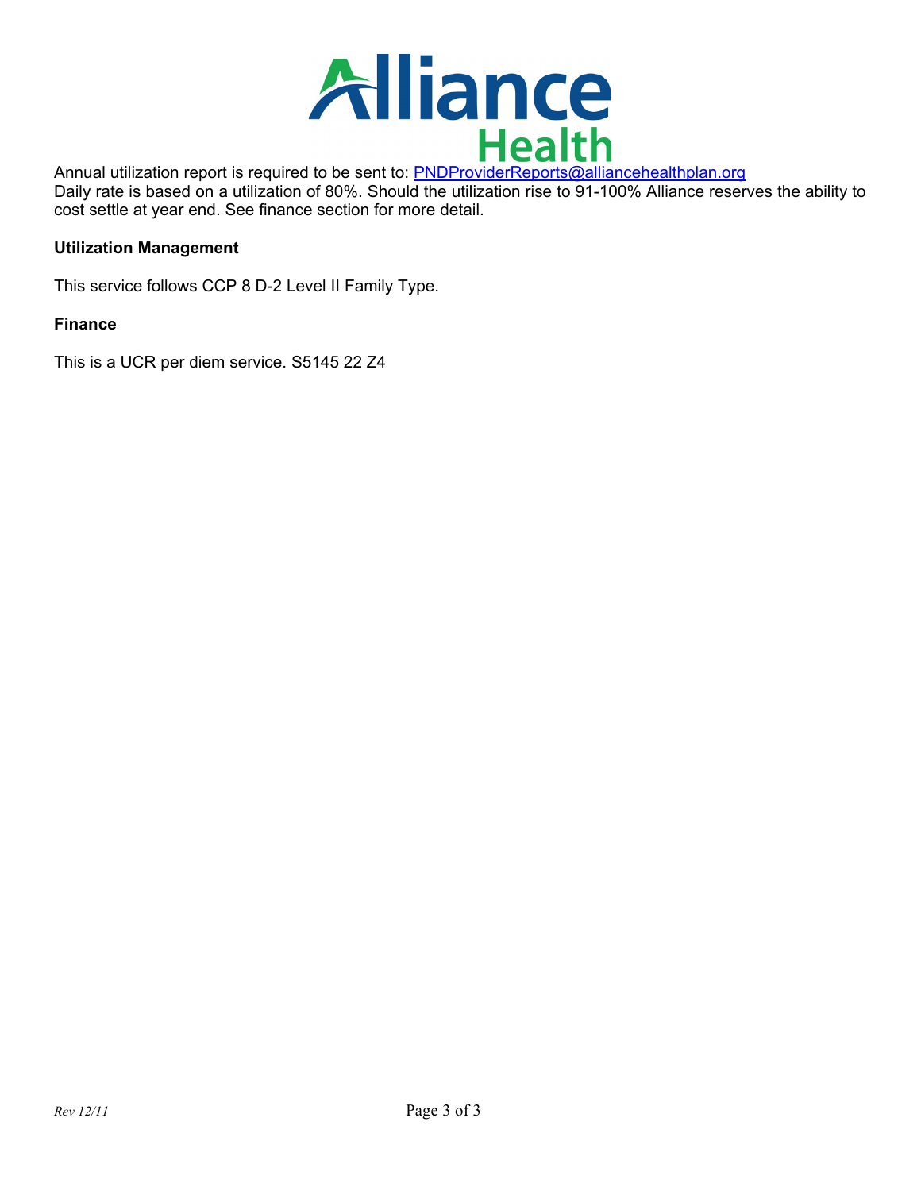Annual utilization report is required to be sent to: PNDProviderReports@alliancehealthplan.org
Daily rate is based on a utilization of 80%. Should the utilization rise to 91-100% Alliance reserves the ability to cost settle at year end. See finance section for more detail.

**Utilization Management**

This service follows CCP 8 D-2 Level II Family Type.

**Finance**

This is a UCR per diem service. S5145 22 Z4